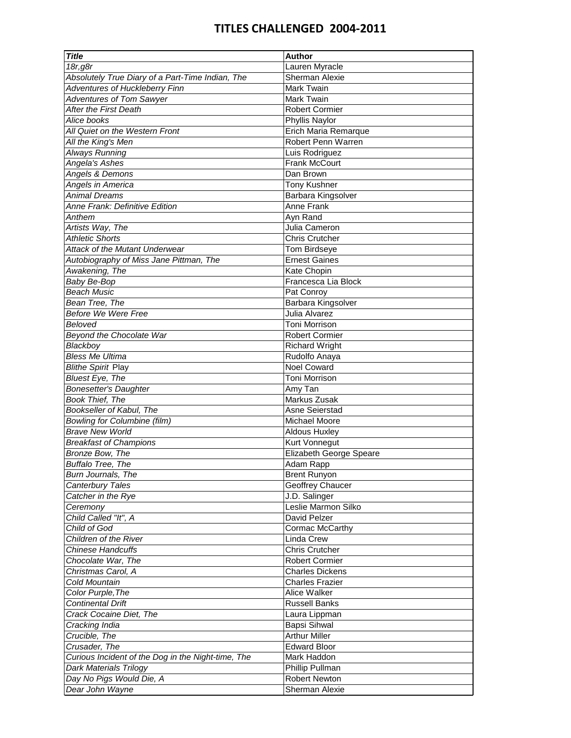# TITLES CHALLENGED 2004-2011

| *Title* | Author |
|---|---|
| *18r,g8r* | Lauren Myracle |
| *Absolutely True Diary of a Part-Time Indian, The* | Sherman Alexie |
| *Adventures of Huckleberry Finn* | Mark Twain |
| *Adventures of Tom Sawyer* | Mark Twain |
| *After the First Death* | Robert Cormier |
| *Alice books* | Phyllis Naylor |
| *All Quiet on the Western Front* | Erich Maria Remarque |
| *All the King's Men* | Robert Penn Warren |
| *Always Running* | Luis Rodriguez |
| *Angela's Ashes* | Frank McCourt |
| *Angels & Demons* | Dan Brown |
| *Angels in America* | Tony Kushner |
| *Animal Dreams* | Barbara Kingsolver |
| *Anne Frank: Definitive Edition* | Anne Frank |
| *Anthem* | Ayn Rand |
| *Artists Way, The* | Julia Cameron |
| *Athletic Shorts* | Chris Crutcher |
| *Attack of the Mutant Underwear* | Tom Birdseye |
| *Autobiography of Miss Jane Pittman, The* | Ernest Gaines |
| *Awakening, The* | Kate Chopin |
| *Baby Be-Bop* | Francesca Lia Block |
| *Beach Music* | Pat Conroy |
| *Bean Tree, The* | Barbara Kingsolver |
| *Before We Were Free* | Julia Alvarez |
| *Beloved* | Toni Morrison |
| *Beyond the Chocolate War* | Robert Cormier |
| *Blackboy* | Richard Wright |
| *Bless Me Ultima* | Rudolfo Anaya |
| *Blithe Spirit* Play | Noel Coward |
| *Bluest Eye, The* | Toni Morrison |
| *Bonesetter's Daughter* | Amy Tan |
| *Book Thief, The* | Markus Zusak |
| *Bookseller of Kabul, The* | Asne Seierstad |
| *Bowling for Columbine (film)* | Michael Moore |
| *Brave New World* | Aldous Huxley |
| *Breakfast of Champions* | Kurt Vonnegut |
| *Bronze Bow, The* | Elizabeth George Speare |
| *Buffalo Tree, The* | Adam Rapp |
| *Burn Journals, The* | Brent Runyon |
| *Canterbury Tales* | Geoffrey Chaucer |
| *Catcher in the Rye* | J.D. Salinger |
| *Ceremony* | Leslie Marmon Silko |
| *Child Called "It", A* | David Pelzer |
| *Child of God* | Cormac McCarthy |
| *Children of the River* | Linda Crew |
| *Chinese Handcuffs* | Chris Crutcher |
| *Chocolate War, The* | Robert Cormier |
| *Christmas Carol, A* | Charles Dickens |
| *Cold Mountain* | Charles Frazier |
| *Color Purple,The* | Alice Walker |
| *Continental Drift* | Russell Banks |
| *Crack Cocaine Diet, The* | Laura Lippman |
| *Cracking India* | Bapsi Sihwal |
| *Crucible, The* | Arthur Miller |
| *Crusader, The* | Edward Bloor |
| *Curious Incident of the Dog in the Night-time, The* | Mark Haddon |
| *Dark Materials Trilogy* | Phillip Pullman |
| *Day No Pigs Would Die, A* | Robert Newton |
| *Dear John Wayne* | Sherman Alexie |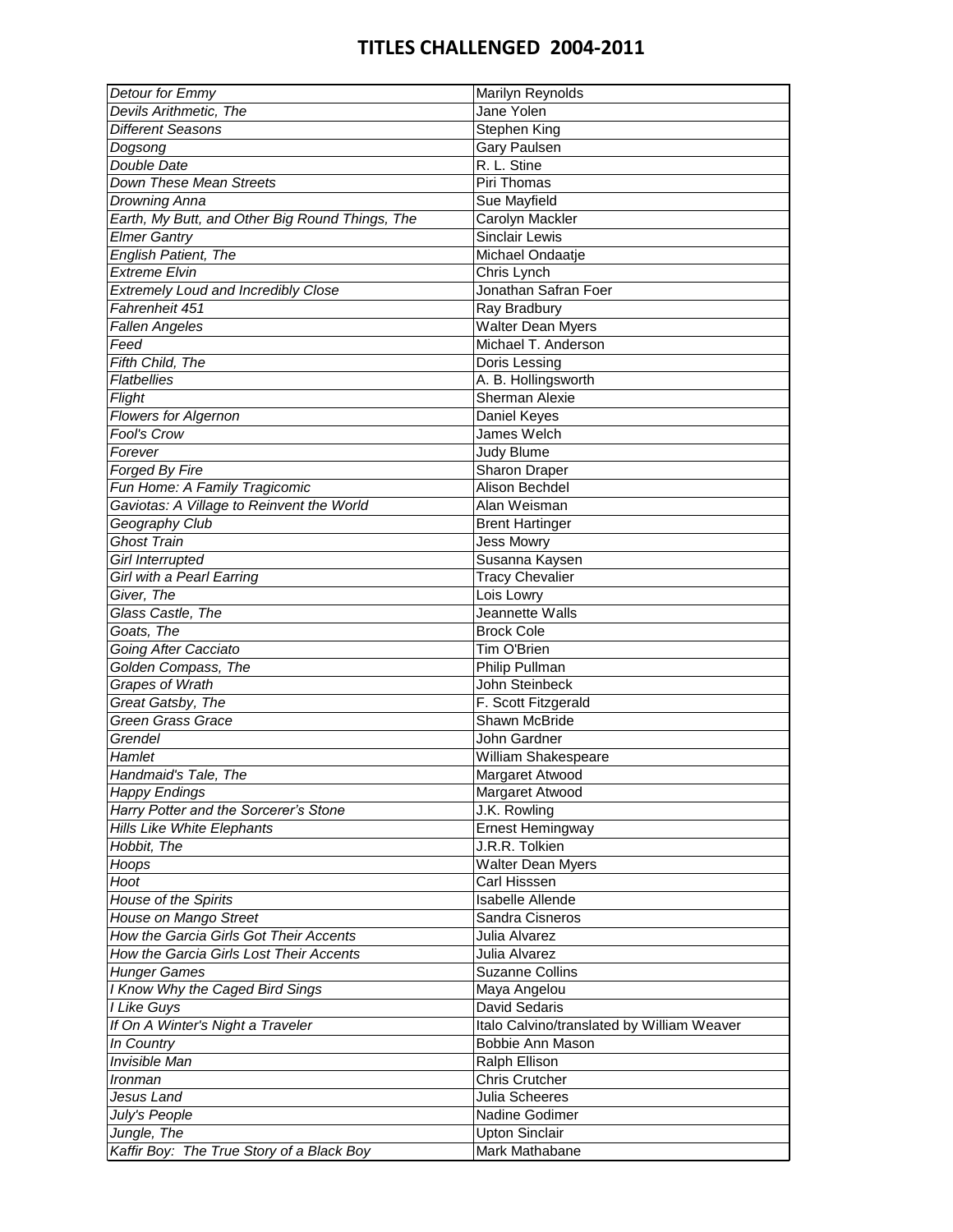# TITLES CHALLENGED 2004-2011

| | |
|---|---|
| *Detour for Emmy* | Marilyn Reynolds |
| *Devils Arithmetic, The* | Jane Yolen |
| *Different Seasons* | Stephen King |
| *Dogsong* | Gary Paulsen |
| *Double Date* | R. L. Stine |
| *Down These Mean Streets* | Piri Thomas |
| *Drowning Anna* | Sue Mayfield |
| *Earth, My Butt, and Other Big Round Things, The* | Carolyn Mackler |
| *Elmer Gantry* | Sinclair Lewis |
| *English Patient, The* | Michael Ondaatje |
| *Extreme Elvin* | Chris Lynch |
| *Extremely Loud and Incredibly Close* | Jonathan Safran Foer |
| *Fahrenheit 451* | Ray Bradbury |
| *Fallen Angeles* | Walter Dean Myers |
| *Feed* | Michael T. Anderson |
| *Fifth Child, The* | Doris Lessing |
| *Flatbellies* | A. B. Hollingsworth |
| *Flight* | Sherman Alexie |
| *Flowers for Algernon* | Daniel Keyes |
| *Fool's Crow* | James Welch |
| *Forever* | Judy Blume |
| *Forged By Fire* | Sharon Draper |
| *Fun Home: A Family Tragicomic* | Alison Bechdel |
| *Gaviotas: A Village to Reinvent the World* | Alan Weisman |
| *Geography Club* | Brent Hartinger |
| *Ghost Train* | Jess Mowry |
| *Girl Interrupted* | Susanna Kaysen |
| *Girl with a Pearl Earring* | Tracy Chevalier |
| *Giver, The* | Lois Lowry |
| *Glass Castle, The* | Jeannette Walls |
| *Goats, The* | Brock Cole |
| *Going After Cacciato* | Tim O'Brien |
| *Golden Compass, The* | Philip Pullman |
| *Grapes of Wrath* | John Steinbeck |
| *Great Gatsby, The* | F. Scott Fitzgerald |
| *Green Grass Grace* | Shawn McBride |
| *Grendel* | John Gardner |
| *Hamlet* | William Shakespeare |
| *Handmaid's Tale, The* | Margaret Atwood |
| *Happy Endings* | Margaret Atwood |
| *Harry Potter and the Sorcerer's Stone* | J.K. Rowling |
| *Hills Like White Elephants* | Ernest Hemingway |
| *Hobbit, The* | J.R.R. Tolkien |
| *Hoops* | Walter Dean Myers |
| *Hoot* | Carl Hisssen |
| *House of the Spirits* | Isabelle Allende |
| *House on Mango Street* | Sandra Cisneros |
| *How the Garcia Girls Got Their Accents* | Julia Alvarez |
| *How the Garcia Girls Lost Their Accents* | Julia Alvarez |
| *Hunger Games* | Suzanne Collins |
| *I Know Why the Caged Bird Sings* | Maya Angelou |
| *I Like Guys* | David Sedaris |
| *If On A Winter's Night a Traveler* | Italo Calvino/translated by William Weaver |
| *In Country* | Bobbie Ann Mason |
| *Invisible Man* | Ralph Ellison |
| *Ironman* | Chris Crutcher |
| *Jesus Land* | Julia Scheeres |
| *July's People* | Nadine Godimer |
| *Jungle, The* | Upton Sinclair |
| *Kaffir Boy: The True Story of a Black Boy* | Mark Mathabane |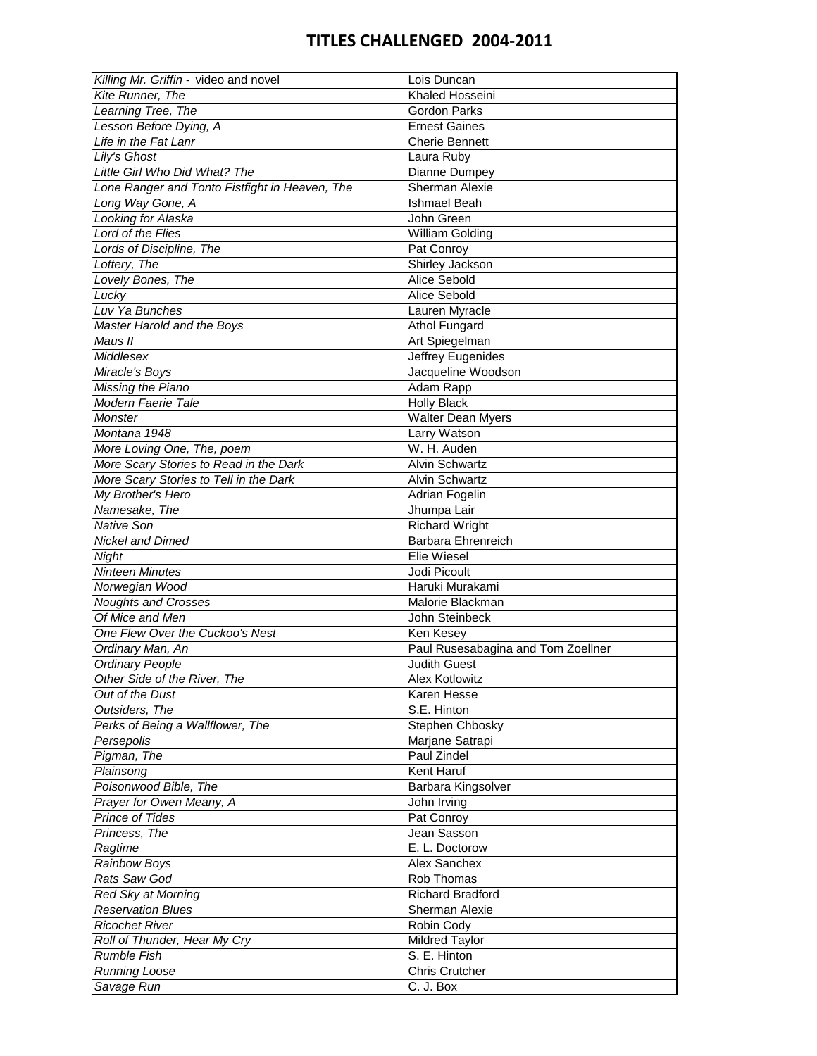# TITLES CHALLENGED 2004-2011

| | |
|---|---|
| *Killing Mr. Griffin - video and novel* | Lois Duncan |
| *Kite Runner, The* | Khaled Hosseini |
| *Learning Tree, The* | Gordon Parks |
| *Lesson Before Dying, A* | Ernest Gaines |
| *Life in the Fat Lanr* | Cherie Bennett |
| *Lily's Ghost* | Laura Ruby |
| *Little Girl Who Did What? The* | Dianne Dumpey |
| *Lone Ranger and Tonto Fistfight in Heaven, The* | Sherman Alexie |
| *Long Way Gone, A* | Ishmael Beah |
| *Looking for Alaska* | John Green |
| *Lord of the Flies* | William Golding |
| *Lords of Discipline, The* | Pat Conroy |
| *Lottery, The* | Shirley Jackson |
| *Lovely Bones, The* | Alice Sebold |
| *Lucky* | Alice Sebold |
| *Luv Ya Bunches* | Lauren Myracle |
| *Master Harold and the Boys* | Athol Fungard |
| *Maus II* | Art Spiegelman |
| *Middlesex* | Jeffrey Eugenides |
| *Miracle's Boys* | Jacqueline Woodson |
| *Missing the Piano* | Adam Rapp |
| *Modern Faerie Tale* | Holly Black |
| *Monster* | Walter Dean Myers |
| *Montana 1948* | Larry Watson |
| *More Loving One, The, poem* | W. H. Auden |
| *More Scary Stories to Read in the Dark* | Alvin Schwartz |
| *More Scary Stories to Tell in the Dark* | Alvin Schwartz |
| *My Brother's Hero* | Adrian Fogelin |
| *Namesake, The* | Jhumpa Lair |
| *Native Son* | Richard Wright |
| *Nickel and Dimed* | Barbara Ehrenreich |
| *Night* | Elie Wiesel |
| *Ninteen Minutes* | Jodi Picoult |
| *Norwegian Wood* | Haruki Murakami |
| *Noughts and Crosses* | Malorie Blackman |
| *Of Mice and Men* | John Steinbeck |
| *One Flew Over the Cuckoo's Nest* | Ken Kesey |
| *Ordinary Man, An* | Paul Rusesabagina and Tom Zoellner |
| *Ordinary People* | Judith Guest |
| *Other Side of the River, The* | Alex Kotlowitz |
| *Out of the Dust* | Karen Hesse |
| *Outsiders, The* | S.E. Hinton |
| *Perks of Being a Wallflower, The* | Stephen Chbosky |
| *Persepolis* | Marjane Satrapi |
| *Pigman, The* | Paul Zindel |
| *Plainsong* | Kent Haruf |
| *Poisonwood Bible, The* | Barbara Kingsolver |
| *Prayer for Owen Meany, A* | John Irving |
| *Prince of Tides* | Pat Conroy |
| *Princess, The* | Jean Sasson |
| *Ragtime* | E. L. Doctorow |
| *Rainbow Boys* | Alex Sanchex |
| *Rats Saw God* | Rob Thomas |
| *Red Sky at Morning* | Richard Bradford |
| *Reservation Blues* | Sherman Alexie |
| *Ricochet River* | Robin Cody |
| *Roll of Thunder, Hear My Cry* | Mildred Taylor |
| *Rumble Fish* | S. E. Hinton |
| *Running Loose* | Chris Crutcher |
| *Savage Run* | C. J. Box |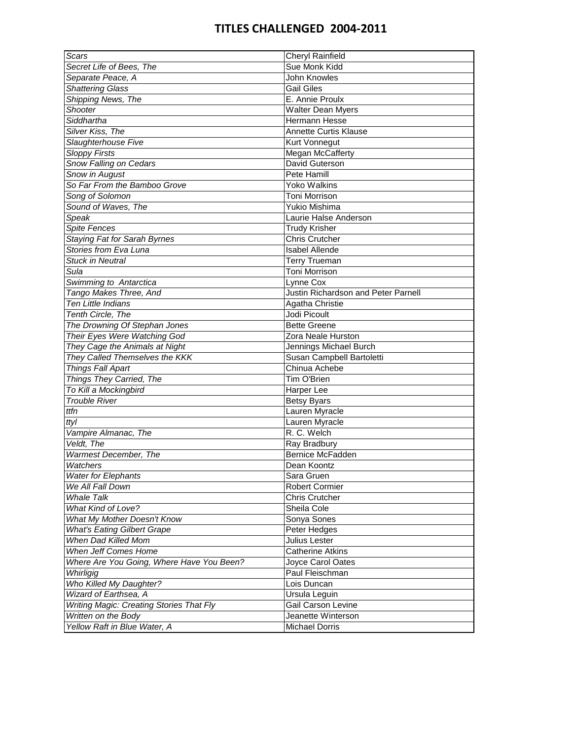# TITLES CHALLENGED 2004-2011

| | |
|---|---|
| *Scars* | Cheryl Rainfield |
| *Secret Life of Bees, The* | Sue Monk Kidd |
| *Separate Peace, A* | John Knowles |
| *Shattering Glass* | Gail Giles |
| *Shipping News, The* | E. Annie Proulx |
| *Shooter* | Walter Dean Myers |
| *Siddhartha* | Hermann Hesse |
| *Silver Kiss, The* | Annette Curtis Klause |
| *Slaughterhouse Five* | Kurt Vonnegut |
| *Sloppy Firsts* | Megan McCafferty |
| *Snow Falling on Cedars* | David Guterson |
| *Snow in August* | Pete Hamill |
| *So Far From the Bamboo Grove* | Yoko Walkins |
| *Song of Solomon* | Toni Morrison |
| *Sound of Waves, The* | Yukio Mishima |
| *Speak* | Laurie Halse Anderson |
| *Spite Fences* | Trudy Krisher |
| *Staying Fat for Sarah Byrnes* | Chris Crutcher |
| *Stories from Eva Luna* | Isabel Allende |
| *Stuck in Neutral* | Terry Trueman |
| *Sula* | Toni Morrison |
| *Swimming to  Antarctica* | Lynne Cox |
| *Tango Makes Three, And* | Justin Richardson and Peter Parnell |
| *Ten Little Indians* | Agatha Christie |
| *Tenth Circle, The* | Jodi Picoult |
| *The Drowning Of Stephan Jones* | Bette Greene |
| *Their Eyes Were Watching God* | Zora Neale Hurston |
| *They Cage the Animals at Night* | Jennings Michael Burch |
| *They Called Themselves the KKK* | Susan Campbell Bartoletti |
| *Things Fall Apart* | Chinua Achebe |
| *Things They Carried, The* | Tim O'Brien |
| *To Kill a Mockingbird* | Harper Lee |
| *Trouble River* | Betsy Byars |
| *ttfn* | Lauren Myracle |
| *ttyl* | Lauren Myracle |
| *Vampire Almanac, The* | R. C. Welch |
| *Veldt, The* | Ray Bradbury |
| *Warmest December, The* | Bernice McFadden |
| *Watchers* | Dean Koontz |
| *Water for Elephants* | Sara Gruen |
| *We All Fall Down* | Robert Cormier |
| *Whale Talk* | Chris Crutcher |
| *What Kind of Love?* | Sheila Cole |
| *What My Mother Doesn't Know* | Sonya Sones |
| *What's Eating Gilbert Grape* | Peter Hedges |
| *When Dad Killed Mom* | Julius Lester |
| *When Jeff Comes Home* | Catherine Atkins |
| *Where Are You Going, Where Have You Been?* | Joyce Carol Oates |
| *Whirligig* | Paul Fleischman |
| *Who Killed My Daughter?* | Lois Duncan |
| *Wizard of Earthsea, A* | Ursula Leguin |
| *Writing Magic: Creating Stories That Fly* | Gail Carson Levine |
| *Written on the Body* | Jeanette Winterson |
| *Yellow Raft in Blue Water, A* | Michael Dorris |